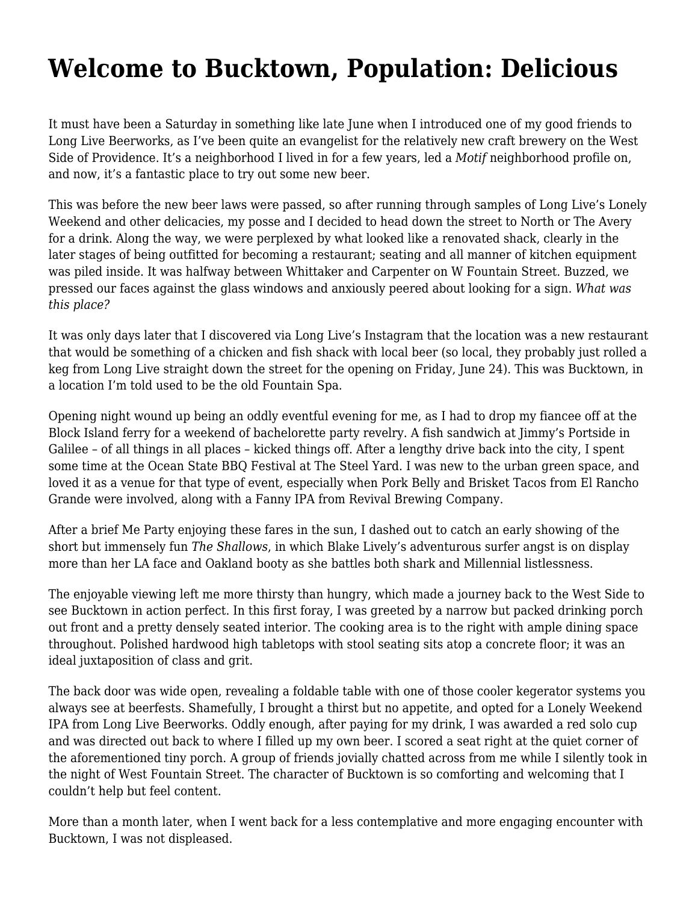# Welcome to Bucktown, Population: Delicious

It must have been a Saturday in something like late June when I introduced one of my good friends to Long Live Beerworks, as I've been quite an evangelist for the relatively new craft brewery on the West Side of Providence. It's a neighborhood I lived in for a few years, led a *Motif* neighborhood profile on, and now, it's a fantastic place to try out some new beer.

This was before the new beer laws were passed, so after running through samples of Long Live's Lonely Weekend and other delicacies, my posse and I decided to head down the street to North or The Avery for a drink. Along the way, we were perplexed by what looked like a renovated shack, clearly in the later stages of being outfitted for becoming a restaurant; seating and all manner of kitchen equipment was piled inside. It was halfway between Whittaker and Carpenter on W Fountain Street. Buzzed, we pressed our faces against the glass windows and anxiously peered about looking for a sign. *What was this place?*

It was only days later that I discovered via Long Live's Instagram that the location was a new restaurant that would be something of a chicken and fish shack with local beer (so local, they probably just rolled a keg from Long Live straight down the street for the opening on Friday, June 24). This was Bucktown, in a location I'm told used to be the old Fountain Spa.

Opening night wound up being an oddly eventful evening for me, as I had to drop my fiancee off at the Block Island ferry for a weekend of bachelorette party revelry. A fish sandwich at Jimmy's Portside in Galilee – of all things in all places – kicked things off. After a lengthy drive back into the city, I spent some time at the Ocean State BBQ Festival at The Steel Yard. I was new to the urban green space, and loved it as a venue for that type of event, especially when Pork Belly and Brisket Tacos from El Rancho Grande were involved, along with a Fanny IPA from Revival Brewing Company.

After a brief Me Party enjoying these fares in the sun, I dashed out to catch an early showing of the short but immensely fun *The Shallows*, in which Blake Lively's adventurous surfer angst is on display more than her LA face and Oakland booty as she battles both shark and Millennial listlessness.

The enjoyable viewing left me more thirsty than hungry, which made a journey back to the West Side to see Bucktown in action perfect. In this first foray, I was greeted by a narrow but packed drinking porch out front and a pretty densely seated interior. The cooking area is to the right with ample dining space throughout. Polished hardwood high tabletops with stool seating sits atop a concrete floor; it was an ideal juxtaposition of class and grit.

The back door was wide open, revealing a foldable table with one of those cooler kegerator systems you always see at beerfests. Shamefully, I brought a thirst but no appetite, and opted for a Lonely Weekend IPA from Long Live Beerworks. Oddly enough, after paying for my drink, I was awarded a red solo cup and was directed out back to where I filled up my own beer. I scored a seat right at the quiet corner of the aforementioned tiny porch. A group of friends jovially chatted across from me while I silently took in the night of West Fountain Street. The character of Bucktown is so comforting and welcoming that I couldn't help but feel content.

More than a month later, when I went back for a less contemplative and more engaging encounter with Bucktown, I was not displeased.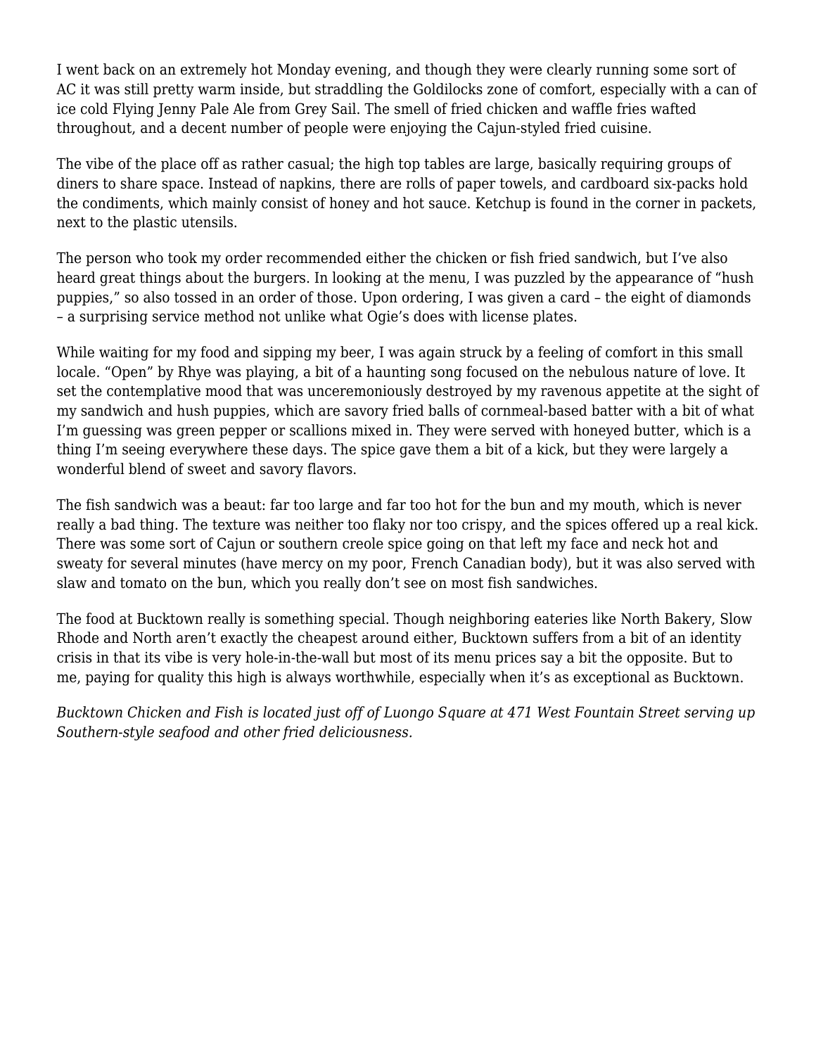I went back on an extremely hot Monday evening, and though they were clearly running some sort of AC it was still pretty warm inside, but straddling the Goldilocks zone of comfort, especially with a can of ice cold Flying Jenny Pale Ale from Grey Sail. The smell of fried chicken and waffle fries wafted throughout, and a decent number of people were enjoying the Cajun-styled fried cuisine.

The vibe of the place off as rather casual; the high top tables are large, basically requiring groups of diners to share space. Instead of napkins, there are rolls of paper towels, and cardboard six-packs hold the condiments, which mainly consist of honey and hot sauce. Ketchup is found in the corner in packets, next to the plastic utensils.

The person who took my order recommended either the chicken or fish fried sandwich, but I've also heard great things about the burgers. In looking at the menu, I was puzzled by the appearance of "hush puppies," so also tossed in an order of those. Upon ordering, I was given a card – the eight of diamonds – a surprising service method not unlike what Ogie's does with license plates.

While waiting for my food and sipping my beer, I was again struck by a feeling of comfort in this small locale. "Open" by Rhye was playing, a bit of a haunting song focused on the nebulous nature of love. It set the contemplative mood that was unceremoniously destroyed by my ravenous appetite at the sight of my sandwich and hush puppies, which are savory fried balls of cornmeal-based batter with a bit of what I'm guessing was green pepper or scallions mixed in. They were served with honeyed butter, which is a thing I'm seeing everywhere these days. The spice gave them a bit of a kick, but they were largely a wonderful blend of sweet and savory flavors.

The fish sandwich was a beaut: far too large and far too hot for the bun and my mouth, which is never really a bad thing. The texture was neither too flaky nor too crispy, and the spices offered up a real kick. There was some sort of Cajun or southern creole spice going on that left my face and neck hot and sweaty for several minutes (have mercy on my poor, French Canadian body), but it was also served with slaw and tomato on the bun, which you really don't see on most fish sandwiches.

The food at Bucktown really is something special. Though neighboring eateries like North Bakery, Slow Rhode and North aren't exactly the cheapest around either, Bucktown suffers from a bit of an identity crisis in that its vibe is very hole-in-the-wall but most of its menu prices say a bit the opposite. But to me, paying for quality this high is always worthwhile, especially when it's as exceptional as Bucktown.

*Bucktown Chicken and Fish is located just off of Luongo Square at 471 West Fountain Street serving up Southern-style seafood and other fried deliciousness.*